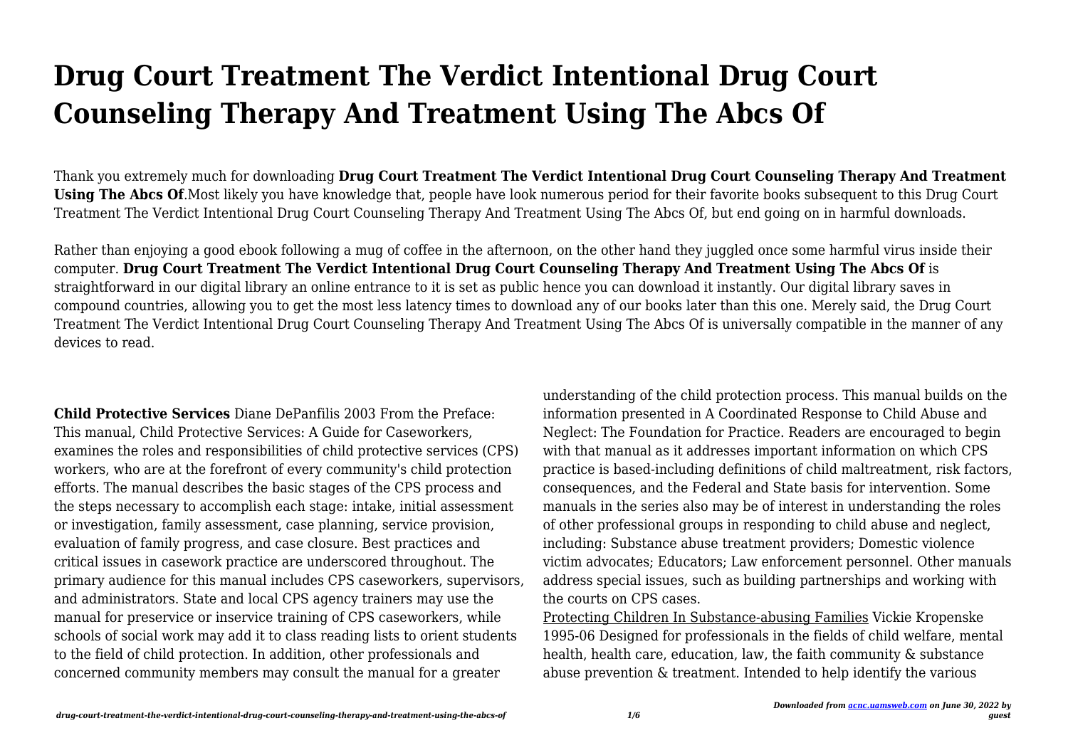# Drug Court Treatment The Verdict Intentional Drug Court Counseling Therapy And Treatment Using The Abcs Of

Thank you extremely much for downloading **Drug Court Treatment The Verdict Intentional Drug Court Counseling Therapy And Treatment Using The Abcs Of**.Most likely you have knowledge that, people have look numerous period for their favorite books subsequent to this Drug Court Treatment The Verdict Intentional Drug Court Counseling Therapy And Treatment Using The Abcs Of, but end going on in harmful downloads.

Rather than enjoying a good ebook following a mug of coffee in the afternoon, on the other hand they juggled once some harmful virus inside their computer. **Drug Court Treatment The Verdict Intentional Drug Court Counseling Therapy And Treatment Using The Abcs Of** is straightforward in our digital library an online entrance to it is set as public hence you can download it instantly. Our digital library saves in compound countries, allowing you to get the most less latency times to download any of our books later than this one. Merely said, the Drug Court Treatment The Verdict Intentional Drug Court Counseling Therapy And Treatment Using The Abcs Of is universally compatible in the manner of any devices to read.

**Child Protective Services** Diane DePanfilis 2003 From the Preface: This manual, Child Protective Services: A Guide for Caseworkers, examines the roles and responsibilities of child protective services (CPS) workers, who are at the forefront of every community's child protection efforts. The manual describes the basic stages of the CPS process and the steps necessary to accomplish each stage: intake, initial assessment or investigation, family assessment, case planning, service provision, evaluation of family progress, and case closure. Best practices and critical issues in casework practice are underscored throughout. The primary audience for this manual includes CPS caseworkers, supervisors, and administrators. State and local CPS agency trainers may use the manual for preservice or inservice training of CPS caseworkers, while schools of social work may add it to class reading lists to orient students to the field of child protection. In addition, other professionals and concerned community members may consult the manual for a greater understanding of the child protection process. This manual builds on the information presented in A Coordinated Response to Child Abuse and Neglect: The Foundation for Practice. Readers are encouraged to begin with that manual as it addresses important information on which CPS practice is based-including definitions of child maltreatment, risk factors, consequences, and the Federal and State basis for intervention. Some manuals in the series also may be of interest in understanding the roles of other professional groups in responding to child abuse and neglect, including: Substance abuse treatment providers; Domestic violence victim advocates; Educators; Law enforcement personnel. Other manuals address special issues, such as building partnerships and working with the courts on CPS cases.

Protecting Children In Substance-abusing Families Vickie Kropenske 1995-06 Designed for professionals in the fields of child welfare, mental health, health care, education, law, the faith community & substance abuse prevention & treatment. Intended to help identify the various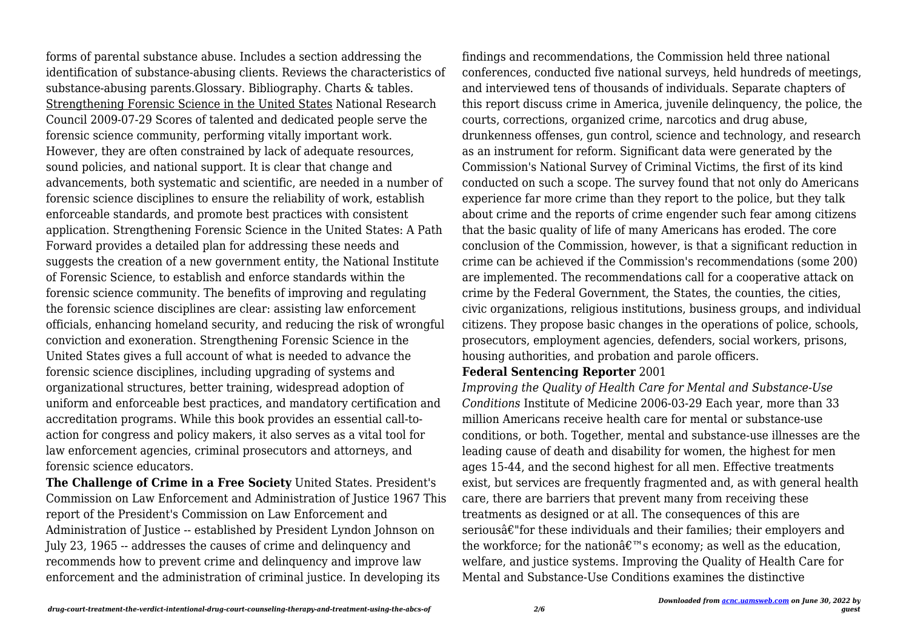forms of parental substance abuse. Includes a section addressing the identification of substance-abusing clients. Reviews the characteristics of substance-abusing parents.Glossary. Bibliography. Charts & tables.

Strengthening Forensic Science in the United States National Research Council 2009-07-29 Scores of talented and dedicated people serve the forensic science community, performing vitally important work. However, they are often constrained by lack of adequate resources, sound policies, and national support. It is clear that change and advancements, both systematic and scientific, are needed in a number of forensic science disciplines to ensure the reliability of work, establish enforceable standards, and promote best practices with consistent application. Strengthening Forensic Science in the United States: A Path Forward provides a detailed plan for addressing these needs and suggests the creation of a new government entity, the National Institute of Forensic Science, to establish and enforce standards within the forensic science community. The benefits of improving and regulating the forensic science disciplines are clear: assisting law enforcement officials, enhancing homeland security, and reducing the risk of wrongful conviction and exoneration. Strengthening Forensic Science in the United States gives a full account of what is needed to advance the forensic science disciplines, including upgrading of systems and organizational structures, better training, widespread adoption of uniform and enforceable best practices, and mandatory certification and accreditation programs. While this book provides an essential call-to-action for congress and policy makers, it also serves as a vital tool for law enforcement agencies, criminal prosecutors and attorneys, and forensic science educators.

**The Challenge of Crime in a Free Society** United States. President's Commission on Law Enforcement and Administration of Justice 1967 This report of the President's Commission on Law Enforcement and Administration of Justice -- established by President Lyndon Johnson on July 23, 1965 -- addresses the causes of crime and delinquency and recommends how to prevent crime and delinquency and improve law enforcement and the administration of criminal justice. In developing its findings and recommendations, the Commission held three national conferences, conducted five national surveys, held hundreds of meetings, and interviewed tens of thousands of individuals. Separate chapters of this report discuss crime in America, juvenile delinquency, the police, the courts, corrections, organized crime, narcotics and drug abuse, drunkenness offenses, gun control, science and technology, and research as an instrument for reform. Significant data were generated by the Commission's National Survey of Criminal Victims, the first of its kind conducted on such a scope. The survey found that not only do Americans experience far more crime than they report to the police, but they talk about crime and the reports of crime engender such fear among citizens that the basic quality of life of many Americans has eroded. The core conclusion of the Commission, however, is that a significant reduction in crime can be achieved if the Commission's recommendations (some 200) are implemented. The recommendations call for a cooperative attack on crime by the Federal Government, the States, the counties, the cities, civic organizations, religious institutions, business groups, and individual citizens. They propose basic changes in the operations of police, schools, prosecutors, employment agencies, defenders, social workers, prisons, housing authorities, and probation and parole officers.

**Federal Sentencing Reporter** 2001

*Improving the Quality of Health Care for Mental and Substance-Use Conditions* Institute of Medicine 2006-03-29 Each year, more than 33 million Americans receive health care for mental or substance-use conditions, or both. Together, mental and substance-use illnesses are the leading cause of death and disability for women, the highest for men ages 15-44, and the second highest for all men. Effective treatments exist, but services are frequently fragmented and, as with general health care, there are barriers that prevent many from receiving these treatments as designed or at all. The consequences of this are seriousâ€"for these individuals and their families; their employers and the workforce; for the nationâ€™s economy; as well as the education, welfare, and justice systems. Improving the Quality of Health Care for Mental and Substance-Use Conditions examines the distinctive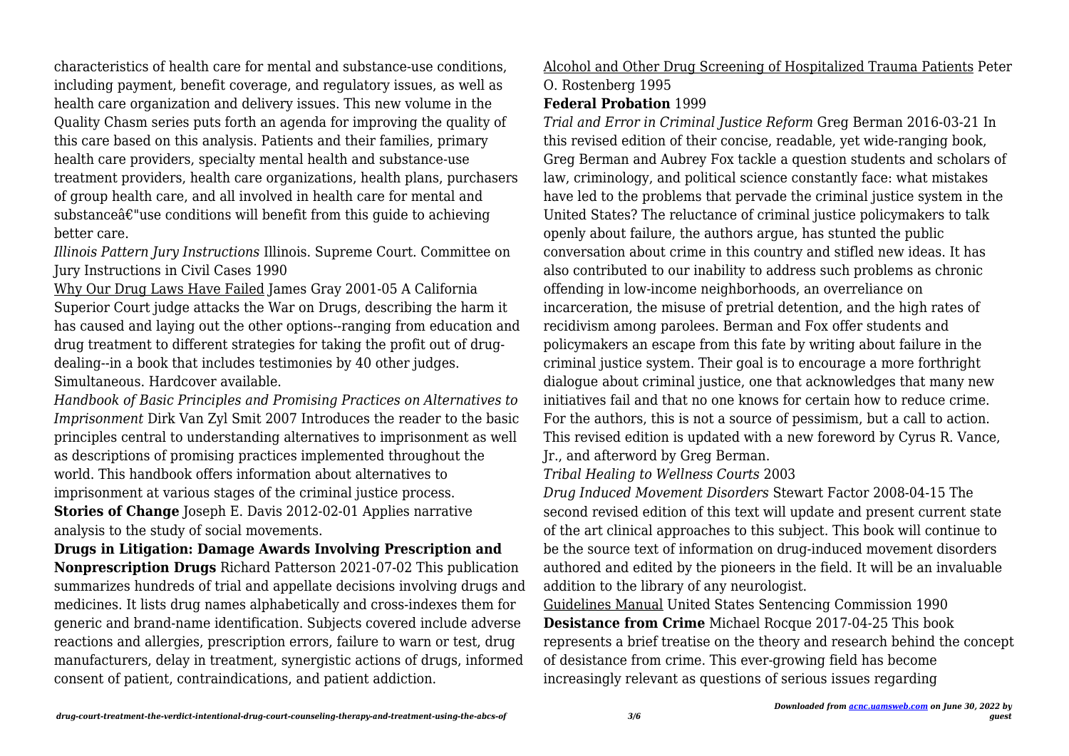characteristics of health care for mental and substance-use conditions, including payment, benefit coverage, and regulatory issues, as well as health care organization and delivery issues. This new volume in the Quality Chasm series puts forth an agenda for improving the quality of this care based on this analysis. Patients and their families, primary health care providers, specialty mental health and substance-use treatment providers, health care organizations, health plans, purchasers of group health care, and all involved in health care for mental and substanceâ€"use conditions will benefit from this guide to achieving better care.

*Illinois Pattern Jury Instructions* Illinois. Supreme Court. Committee on Jury Instructions in Civil Cases 1990

Why Our Drug Laws Have Failed James Gray 2001-05 A California Superior Court judge attacks the War on Drugs, describing the harm it has caused and laying out the other options--ranging from education and drug treatment to different strategies for taking the profit out of drug-dealing--in a book that includes testimonies by 40 other judges. Simultaneous. Hardcover available.

*Handbook of Basic Principles and Promising Practices on Alternatives to Imprisonment* Dirk Van Zyl Smit 2007 Introduces the reader to the basic principles central to understanding alternatives to imprisonment as well as descriptions of promising practices implemented throughout the world. This handbook offers information about alternatives to imprisonment at various stages of the criminal justice process.

**Stories of Change** Joseph E. Davis 2012-02-01 Applies narrative analysis to the study of social movements.

**Drugs in Litigation: Damage Awards Involving Prescription and Nonprescription Drugs** Richard Patterson 2021-07-02 This publication summarizes hundreds of trial and appellate decisions involving drugs and medicines. It lists drug names alphabetically and cross-indexes them for generic and brand-name identification. Subjects covered include adverse reactions and allergies, prescription errors, failure to warn or test, drug manufacturers, delay in treatment, synergistic actions of drugs, informed consent of patient, contraindications, and patient addiction.

Alcohol and Other Drug Screening of Hospitalized Trauma Patients Peter O. Rostenberg 1995

**Federal Probation** 1999

*Trial and Error in Criminal Justice Reform* Greg Berman 2016-03-21 In this revised edition of their concise, readable, yet wide-ranging book, Greg Berman and Aubrey Fox tackle a question students and scholars of law, criminology, and political science constantly face: what mistakes have led to the problems that pervade the criminal justice system in the United States? The reluctance of criminal justice policymakers to talk openly about failure, the authors argue, has stunted the public conversation about crime in this country and stifled new ideas. It has also contributed to our inability to address such problems as chronic offending in low-income neighborhoods, an overreliance on incarceration, the misuse of pretrial detention, and the high rates of recidivism among parolees. Berman and Fox offer students and policymakers an escape from this fate by writing about failure in the criminal justice system. Their goal is to encourage a more forthright dialogue about criminal justice, one that acknowledges that many new initiatives fail and that no one knows for certain how to reduce crime. For the authors, this is not a source of pessimism, but a call to action. This revised edition is updated with a new foreword by Cyrus R. Vance, Jr., and afterword by Greg Berman.

*Tribal Healing to Wellness Courts* 2003

*Drug Induced Movement Disorders* Stewart Factor 2008-04-15 The second revised edition of this text will update and present current state of the art clinical approaches to this subject. This book will continue to be the source text of information on drug-induced movement disorders authored and edited by the pioneers in the field. It will be an invaluable addition to the library of any neurologist.

Guidelines Manual United States Sentencing Commission 1990

**Desistance from Crime** Michael Rocque 2017-04-25 This book represents a brief treatise on the theory and research behind the concept of desistance from crime. This ever-growing field has become increasingly relevant as questions of serious issues regarding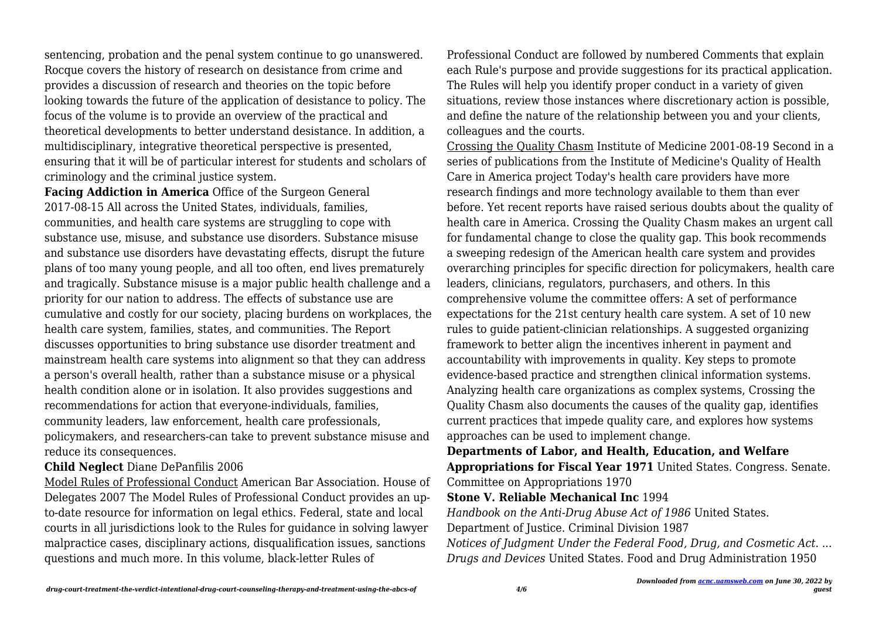sentencing, probation and the penal system continue to go unanswered. Rocque covers the history of research on desistance from crime and provides a discussion of research and theories on the topic before looking towards the future of the application of desistance to policy. The focus of the volume is to provide an overview of the practical and theoretical developments to better understand desistance. In addition, a multidisciplinary, integrative theoretical perspective is presented, ensuring that it will be of particular interest for students and scholars of criminology and the criminal justice system.

**Facing Addiction in America** Office of the Surgeon General 2017-08-15 All across the United States, individuals, families, communities, and health care systems are struggling to cope with substance use, misuse, and substance use disorders. Substance misuse and substance use disorders have devastating effects, disrupt the future plans of too many young people, and all too often, end lives prematurely and tragically. Substance misuse is a major public health challenge and a priority for our nation to address. The effects of substance use are cumulative and costly for our society, placing burdens on workplaces, the health care system, families, states, and communities. The Report discusses opportunities to bring substance use disorder treatment and mainstream health care systems into alignment so that they can address a person's overall health, rather than a substance misuse or a physical health condition alone or in isolation. It also provides suggestions and recommendations for action that everyone-individuals, families, community leaders, law enforcement, health care professionals, policymakers, and researchers-can take to prevent substance misuse and reduce its consequences.

**Child Neglect** Diane DePanfilis 2006

Model Rules of Professional Conduct American Bar Association. House of Delegates 2007 The Model Rules of Professional Conduct provides an up-to-date resource for information on legal ethics. Federal, state and local courts in all jurisdictions look to the Rules for guidance in solving lawyer malpractice cases, disciplinary actions, disqualification issues, sanctions questions and much more. In this volume, black-letter Rules of Professional Conduct are followed by numbered Comments that explain each Rule's purpose and provide suggestions for its practical application. The Rules will help you identify proper conduct in a variety of given situations, review those instances where discretionary action is possible, and define the nature of the relationship between you and your clients, colleagues and the courts.

Crossing the Quality Chasm Institute of Medicine 2001-08-19 Second in a series of publications from the Institute of Medicine's Quality of Health Care in America project Today's health care providers have more research findings and more technology available to them than ever before. Yet recent reports have raised serious doubts about the quality of health care in America. Crossing the Quality Chasm makes an urgent call for fundamental change to close the quality gap. This book recommends a sweeping redesign of the American health care system and provides overarching principles for specific direction for policymakers, health care leaders, clinicians, regulators, purchasers, and others. In this comprehensive volume the committee offers: A set of performance expectations for the 21st century health care system. A set of 10 new rules to guide patient-clinician relationships. A suggested organizing framework to better align the incentives inherent in payment and accountability with improvements in quality. Key steps to promote evidence-based practice and strengthen clinical information systems. Analyzing health care organizations as complex systems, Crossing the Quality Chasm also documents the causes of the quality gap, identifies current practices that impede quality care, and explores how systems approaches can be used to implement change.

**Departments of Labor, and Health, Education, and Welfare Appropriations for Fiscal Year 1971** United States. Congress. Senate. Committee on Appropriations 1970

**Stone V. Reliable Mechanical Inc** 1994

*Handbook on the Anti-Drug Abuse Act of 1986* United States. Department of Justice. Criminal Division 1987

*Notices of Judgment Under the Federal Food, Drug, and Cosmetic Act. ... Drugs and Devices* United States. Food and Drug Administration 1950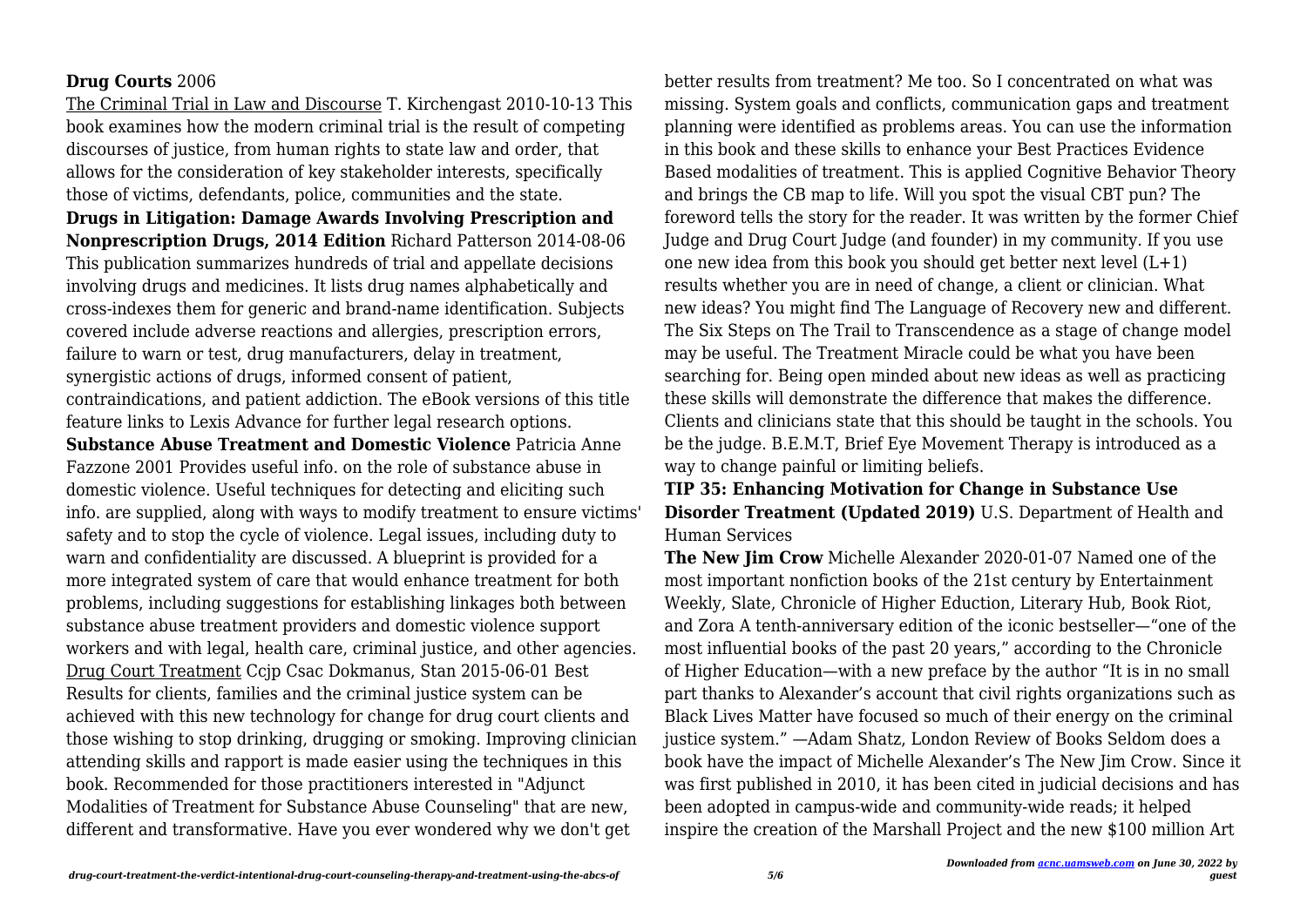**Drug Courts** 2006

The Criminal Trial in Law and Discourse T. Kirchengast 2010-10-13 This book examines how the modern criminal trial is the result of competing discourses of justice, from human rights to state law and order, that allows for the consideration of key stakeholder interests, specifically those of victims, defendants, police, communities and the state.

**Drugs in Litigation: Damage Awards Involving Prescription and Nonprescription Drugs, 2014 Edition** Richard Patterson 2014-08-06 This publication summarizes hundreds of trial and appellate decisions involving drugs and medicines. It lists drug names alphabetically and cross-indexes them for generic and brand-name identification. Subjects covered include adverse reactions and allergies, prescription errors, failure to warn or test, drug manufacturers, delay in treatment, synergistic actions of drugs, informed consent of patient, contraindications, and patient addiction. The eBook versions of this title feature links to Lexis Advance for further legal research options.

**Substance Abuse Treatment and Domestic Violence** Patricia Anne Fazzone 2001 Provides useful info. on the role of substance abuse in domestic violence. Useful techniques for detecting and eliciting such info. are supplied, along with ways to modify treatment to ensure victims' safety and to stop the cycle of violence. Legal issues, including duty to warn and confidentiality are discussed. A blueprint is provided for a more integrated system of care that would enhance treatment for both problems, including suggestions for establishing linkages both between substance abuse treatment providers and domestic violence support workers and with legal, health care, criminal justice, and other agencies.

Drug Court Treatment Ccjp Csac Dokmanus, Stan 2015-06-01 Best Results for clients, families and the criminal justice system can be achieved with this new technology for change for drug court clients and those wishing to stop drinking, drugging or smoking. Improving clinician attending skills and rapport is made easier using the techniques in this book. Recommended for those practitioners interested in "Adjunct Modalities of Treatment for Substance Abuse Counseling" that are new, different and transformative. Have you ever wondered why we don't get better results from treatment? Me too. So I concentrated on what was missing. System goals and conflicts, communication gaps and treatment planning were identified as problems areas. You can use the information in this book and these skills to enhance your Best Practices Evidence Based modalities of treatment. This is applied Cognitive Behavior Theory and brings the CB map to life. Will you spot the visual CBT pun? The foreword tells the story for the reader. It was written by the former Chief Judge and Drug Court Judge (and founder) in my community. If you use one new idea from this book you should get better next level (L+1) results whether you are in need of change, a client or clinician. What new ideas? You might find The Language of Recovery new and different. The Six Steps on The Trail to Transcendence as a stage of change model may be useful. The Treatment Miracle could be what you have been searching for. Being open minded about new ideas as well as practicing these skills will demonstrate the difference that makes the difference. Clients and clinicians state that this should be taught in the schools. You be the judge. B.E.M.T, Brief Eye Movement Therapy is introduced as a way to change painful or limiting beliefs.

**TIP 35: Enhancing Motivation for Change in Substance Use Disorder Treatment (Updated 2019)** U.S. Department of Health and Human Services

**The New Jim Crow** Michelle Alexander 2020-01-07 Named one of the most important nonfiction books of the 21st century by Entertainment Weekly, Slate, Chronicle of Higher Eduction, Literary Hub, Book Riot, and Zora A tenth-anniversary edition of the iconic bestseller—"one of the most influential books of the past 20 years," according to the Chronicle of Higher Education—with a new preface by the author "It is in no small part thanks to Alexander's account that civil rights organizations such as Black Lives Matter have focused so much of their energy on the criminal justice system." —Adam Shatz, London Review of Books Seldom does a book have the impact of Michelle Alexander's The New Jim Crow. Since it was first published in 2010, it has been cited in judicial decisions and has been adopted in campus-wide and community-wide reads; it helped inspire the creation of the Marshall Project and the new $100 million Art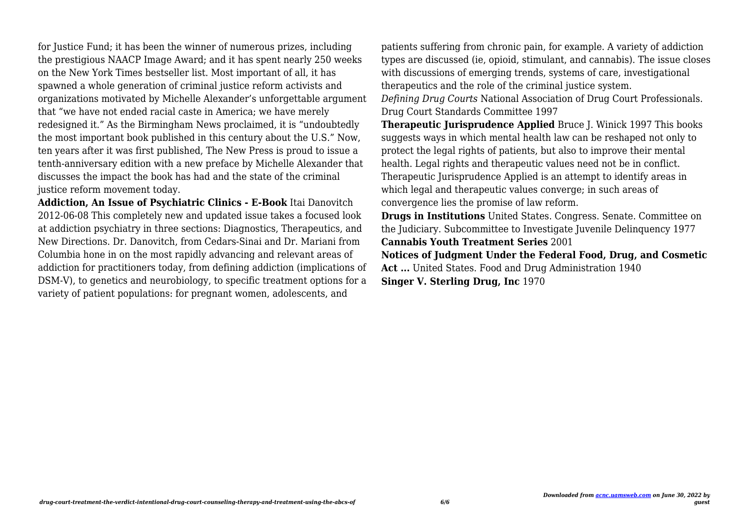for Justice Fund; it has been the winner of numerous prizes, including the prestigious NAACP Image Award; and it has spent nearly 250 weeks on the New York Times bestseller list. Most important of all, it has spawned a whole generation of criminal justice reform activists and organizations motivated by Michelle Alexander's unforgettable argument that "we have not ended racial caste in America; we have merely redesigned it." As the Birmingham News proclaimed, it is "undoubtedly the most important book published in this century about the U.S." Now, ten years after it was first published, The New Press is proud to issue a tenth-anniversary edition with a new preface by Michelle Alexander that discusses the impact the book has had and the state of the criminal justice reform movement today.

**Addiction, An Issue of Psychiatric Clinics - E-Book** Itai Danovitch 2012-06-08 This completely new and updated issue takes a focused look at addiction psychiatry in three sections: Diagnostics, Therapeutics, and New Directions. Dr. Danovitch, from Cedars-Sinai and Dr. Mariani from Columbia hone in on the most rapidly advancing and relevant areas of addiction for practitioners today, from defining addiction (implications of DSM-V), to genetics and neurobiology, to specific treatment options for a variety of patient populations: for pregnant women, adolescents, and patients suffering from chronic pain, for example. A variety of addiction types are discussed (ie, opioid, stimulant, and cannabis). The issue closes with discussions of emerging trends, systems of care, investigational therapeutics and the role of the criminal justice system.

*Defining Drug Courts* National Association of Drug Court Professionals. Drug Court Standards Committee 1997

**Therapeutic Jurisprudence Applied** Bruce J. Winick 1997 This books suggests ways in which mental health law can be reshaped not only to protect the legal rights of patients, but also to improve their mental health. Legal rights and therapeutic values need not be in conflict. Therapeutic Jurisprudence Applied is an attempt to identify areas in which legal and therapeutic values converge; in such areas of convergence lies the promise of law reform.

**Drugs in Institutions** United States. Congress. Senate. Committee on the Judiciary. Subcommittee to Investigate Juvenile Delinquency 1977

**Cannabis Youth Treatment Series** 2001

**Notices of Judgment Under the Federal Food, Drug, and Cosmetic Act ...** United States. Food and Drug Administration 1940

**Singer V. Sterling Drug, Inc** 1970